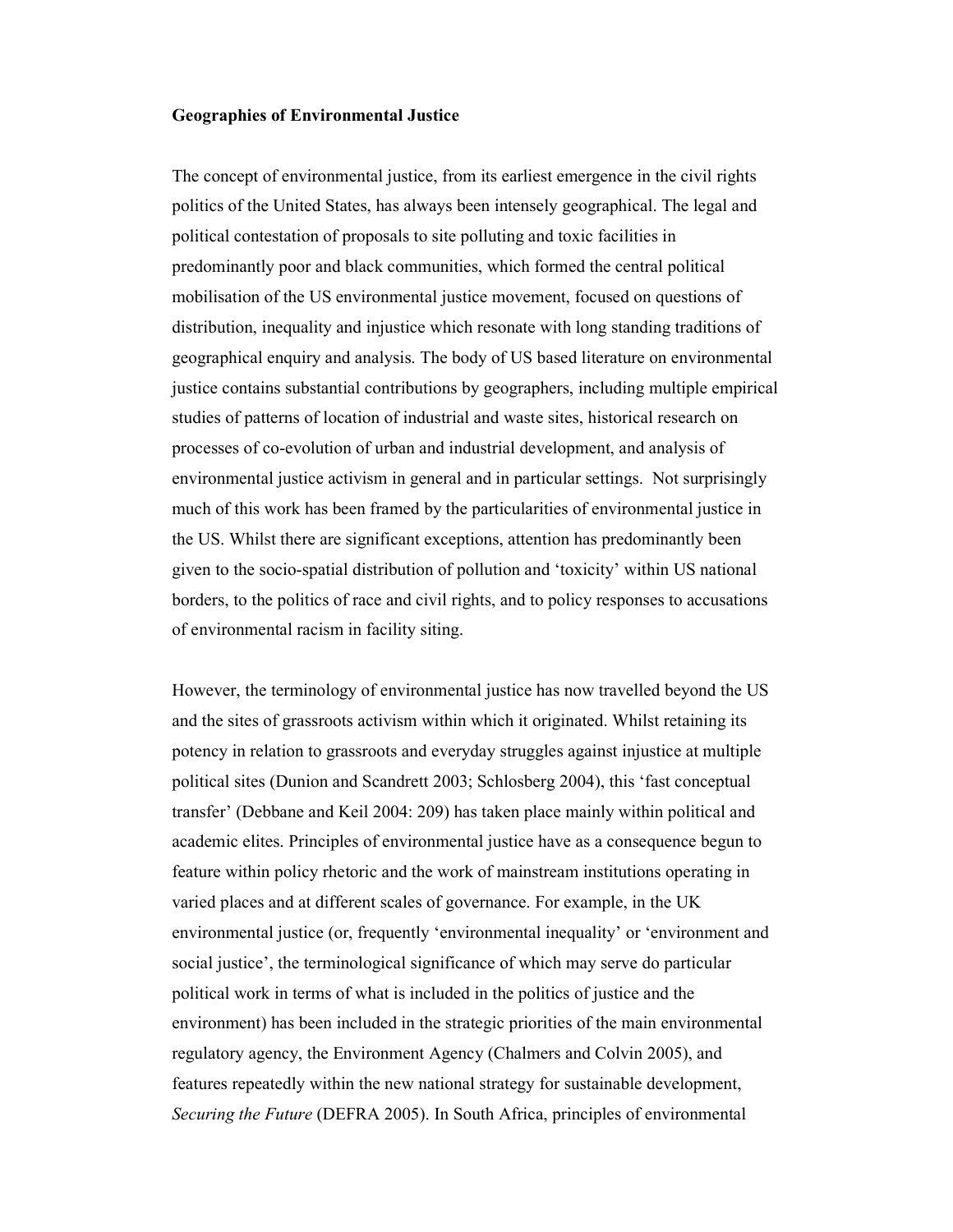# Geographies of Environmental Justice

The concept of environmental justice, from its earliest emergence in the civil rights politics of the United States, has always been intensely geographical. The legal and political contestation of proposals to site polluting and toxic facilities in predominantly poor and black communities, which formed the central political mobilisation of the US environmental justice movement, focused on questions of distribution, inequality and injustice which resonate with long standing traditions of geographical enquiry and analysis. The body of US based literature on environmental justice contains substantial contributions by geographers, including multiple empirical studies of patterns of location of industrial and waste sites, historical research on processes of co-evolution of urban and industrial development, and analysis of environmental justice activism in general and in particular settings. Not surprisingly much of this work has been framed by the particularities of environmental justice in the US. Whilst there are significant exceptions, attention has predominantly been given to the socio-spatial distribution of pollution and 'toxicity' within US national borders, to the politics of race and civil rights, and to policy responses to accusations of environmental racism in facility siting.

However, the terminology of environmental justice has now travelled beyond the US and the sites of grassroots activism within which it originated. Whilst retaining its potency in relation to grassroots and everyday struggles against injustice at multiple political sites (Dunion and Scandrett 2003; Schlosberg 2004), this 'fast conceptual transfer' (Debbane and Keil 2004: 209) has taken place mainly within political and academic elites. Principles of environmental justice have as a consequence begun to feature within policy rhetoric and the work of mainstream institutions operating in varied places and at different scales of governance. For example, in the UK environmental justice (or, frequently 'environmental inequality' or 'environment and social justice', the terminological significance of which may serve do particular political work in terms of what is included in the politics of justice and the environment) has been included in the strategic priorities of the main environmental regulatory agency, the Environment Agency (Chalmers and Colvin 2005), and features repeatedly within the new national strategy for sustainable development, *Securing the Future* (DEFRA 2005). In South Africa, principles of environmental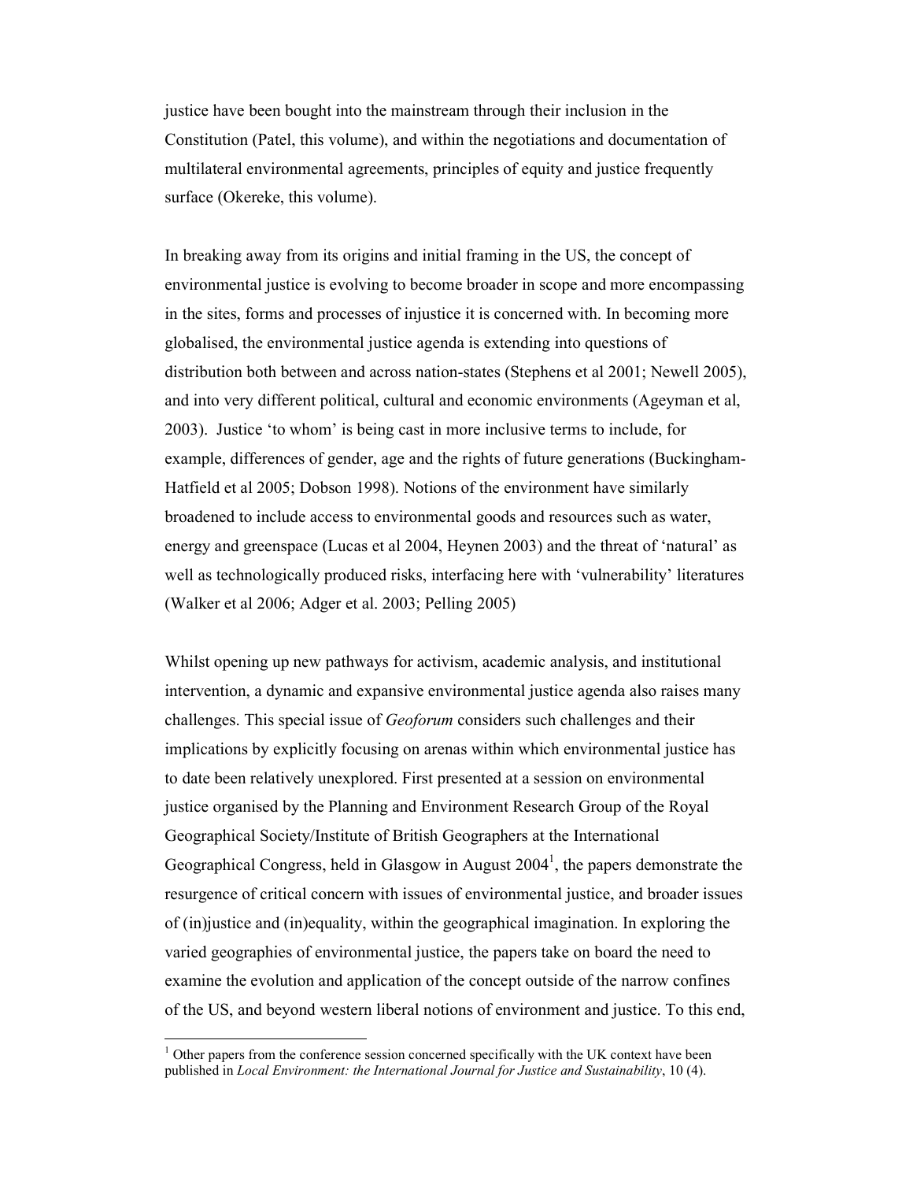justice have been bought into the mainstream through their inclusion in the Constitution (Patel, this volume), and within the negotiations and documentation of multilateral environmental agreements, principles of equity and justice frequently surface (Okereke, this volume).

In breaking away from its origins and initial framing in the US, the concept of environmental justice is evolving to become broader in scope and more encompassing in the sites, forms and processes of injustice it is concerned with. In becoming more globalised, the environmental justice agenda is extending into questions of distribution both between and across nation-states (Stephens et al 2001; Newell 2005), and into very different political, cultural and economic environments (Ageyman et al, 2003). Justice 'to whom' is being cast in more inclusive terms to include, for example, differences of gender, age and the rights of future generations (Buckingham-Hatfield et al 2005; Dobson 1998). Notions of the environment have similarly broadened to include access to environmental goods and resources such as water, energy and greenspace (Lucas et al 2004, Heynen 2003) and the threat of 'natural' as well as technologically produced risks, interfacing here with 'vulnerability' literatures (Walker et al 2006; Adger et al. 2003; Pelling 2005)

Whilst opening up new pathways for activism, academic analysis, and institutional intervention, a dynamic and expansive environmental justice agenda also raises many challenges. This special issue of *Geoforum* considers such challenges and their implications by explicitly focusing on arenas within which environmental justice has to date been relatively unexplored. First presented at a session on environmental justice organised by the Planning and Environment Research Group of the Royal Geographical Society/Institute of British Geographers at the International Geographical Congress, held in Glasgow in August 2004[1], the papers demonstrate the resurgence of critical concern with issues of environmental justice, and broader issues of (in)justice and (in)equality, within the geographical imagination. In exploring the varied geographies of environmental justice, the papers take on board the need to examine the evolution and application of the concept outside of the narrow confines of the US, and beyond western liberal notions of environment and justice. To this end,

[1] Other papers from the conference session concerned specifically with the UK context have been published in *Local Environment: the International Journal for Justice and Sustainability*, 10 (4).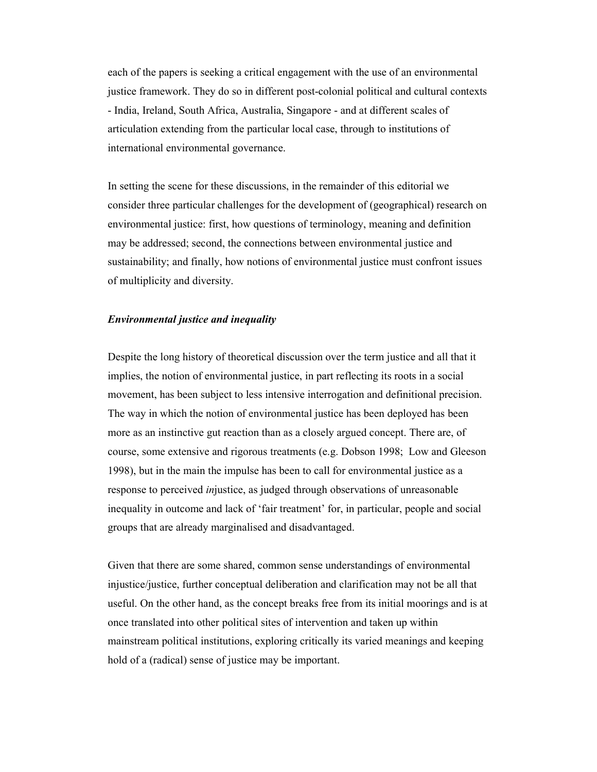each of the papers is seeking a critical engagement with the use of an environmental justice framework. They do so in different post-colonial political and cultural contexts - India, Ireland, South Africa, Australia, Singapore - and at different scales of articulation extending from the particular local case, through to institutions of international environmental governance.

In setting the scene for these discussions, in the remainder of this editorial we consider three particular challenges for the development of (geographical) research on environmental justice: first, how questions of terminology, meaning and definition may be addressed; second, the connections between environmental justice and sustainability; and finally, how notions of environmental justice must confront issues of multiplicity and diversity.

### *Environmental justice and inequality*

Despite the long history of theoretical discussion over the term justice and all that it implies, the notion of environmental justice, in part reflecting its roots in a social movement, has been subject to less intensive interrogation and definitional precision. The way in which the notion of environmental justice has been deployed has been more as an instinctive gut reaction than as a closely argued concept. There are, of course, some extensive and rigorous treatments (e.g. Dobson 1998; Low and Gleeson 1998), but in the main the impulse has been to call for environmental justice as a response to perceived *in*justice, as judged through observations of unreasonable inequality in outcome and lack of 'fair treatment' for, in particular, people and social groups that are already marginalised and disadvantaged.

Given that there are some shared, common sense understandings of environmental injustice/justice, further conceptual deliberation and clarification may not be all that useful. On the other hand, as the concept breaks free from its initial moorings and is at once translated into other political sites of intervention and taken up within mainstream political institutions, exploring critically its varied meanings and keeping hold of a (radical) sense of justice may be important.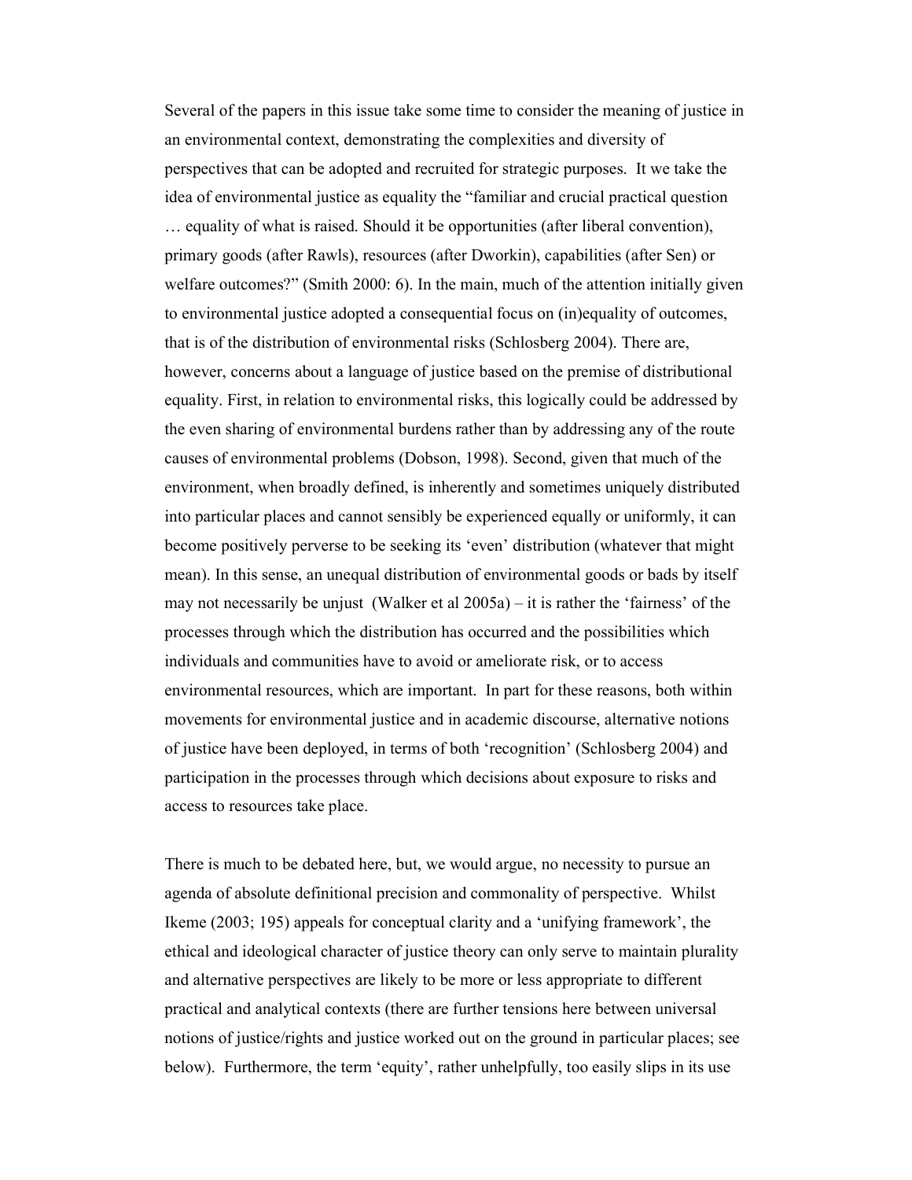Several of the papers in this issue take some time to consider the meaning of justice in an environmental context, demonstrating the complexities and diversity of perspectives that can be adopted and recruited for strategic purposes. It we take the idea of environmental justice as equality the "familiar and crucial practical question … equality of what is raised. Should it be opportunities (after liberal convention), primary goods (after Rawls), resources (after Dworkin), capabilities (after Sen) or welfare outcomes?" (Smith 2000: 6). In the main, much of the attention initially given to environmental justice adopted a consequential focus on (in)equality of outcomes, that is of the distribution of environmental risks (Schlosberg 2004). There are, however, concerns about a language of justice based on the premise of distributional equality. First, in relation to environmental risks, this logically could be addressed by the even sharing of environmental burdens rather than by addressing any of the route causes of environmental problems (Dobson, 1998). Second, given that much of the environment, when broadly defined, is inherently and sometimes uniquely distributed into particular places and cannot sensibly be experienced equally or uniformly, it can become positively perverse to be seeking its 'even' distribution (whatever that might mean). In this sense, an unequal distribution of environmental goods or bads by itself may not necessarily be unjust (Walker et al 2005a) – it is rather the 'fairness' of the processes through which the distribution has occurred and the possibilities which individuals and communities have to avoid or ameliorate risk, or to access environmental resources, which are important. In part for these reasons, both within movements for environmental justice and in academic discourse, alternative notions of justice have been deployed, in terms of both 'recognition' (Schlosberg 2004) and participation in the processes through which decisions about exposure to risks and access to resources take place.

There is much to be debated here, but, we would argue, no necessity to pursue an agenda of absolute definitional precision and commonality of perspective. Whilst Ikeme (2003; 195) appeals for conceptual clarity and a 'unifying framework', the ethical and ideological character of justice theory can only serve to maintain plurality and alternative perspectives are likely to be more or less appropriate to different practical and analytical contexts (there are further tensions here between universal notions of justice/rights and justice worked out on the ground in particular places; see below). Furthermore, the term 'equity', rather unhelpfully, too easily slips in its use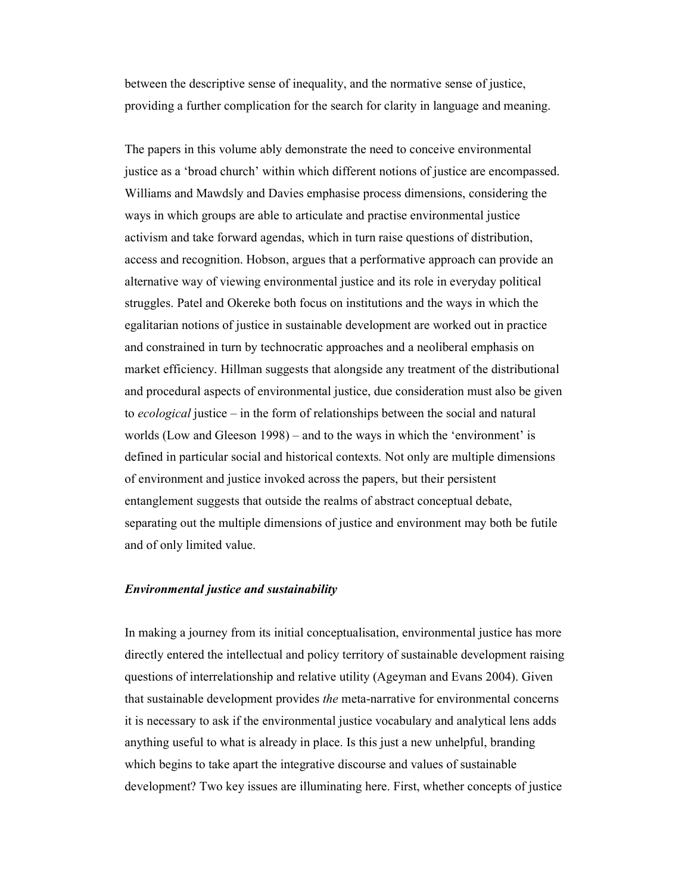between the descriptive sense of inequality, and the normative sense of justice, providing a further complication for the search for clarity in language and meaning.

The papers in this volume ably demonstrate the need to conceive environmental justice as a 'broad church' within which different notions of justice are encompassed. Williams and Mawdsly and Davies emphasise process dimensions, considering the ways in which groups are able to articulate and practise environmental justice activism and take forward agendas, which in turn raise questions of distribution, access and recognition. Hobson, argues that a performative approach can provide an alternative way of viewing environmental justice and its role in everyday political struggles. Patel and Okereke both focus on institutions and the ways in which the egalitarian notions of justice in sustainable development are worked out in practice and constrained in turn by technocratic approaches and a neoliberal emphasis on market efficiency. Hillman suggests that alongside any treatment of the distributional and procedural aspects of environmental justice, due consideration must also be given to *ecological* justice – in the form of relationships between the social and natural worlds (Low and Gleeson 1998) – and to the ways in which the 'environment' is defined in particular social and historical contexts. Not only are multiple dimensions of environment and justice invoked across the papers, but their persistent entanglement suggests that outside the realms of abstract conceptual debate, separating out the multiple dimensions of justice and environment may both be futile and of only limited value.

### *Environmental justice and sustainability*

In making a journey from its initial conceptualisation, environmental justice has more directly entered the intellectual and policy territory of sustainable development raising questions of interrelationship and relative utility (Ageyman and Evans 2004). Given that sustainable development provides *the* meta-narrative for environmental concerns it is necessary to ask if the environmental justice vocabulary and analytical lens adds anything useful to what is already in place. Is this just a new unhelpful, branding which begins to take apart the integrative discourse and values of sustainable development? Two key issues are illuminating here. First, whether concepts of justice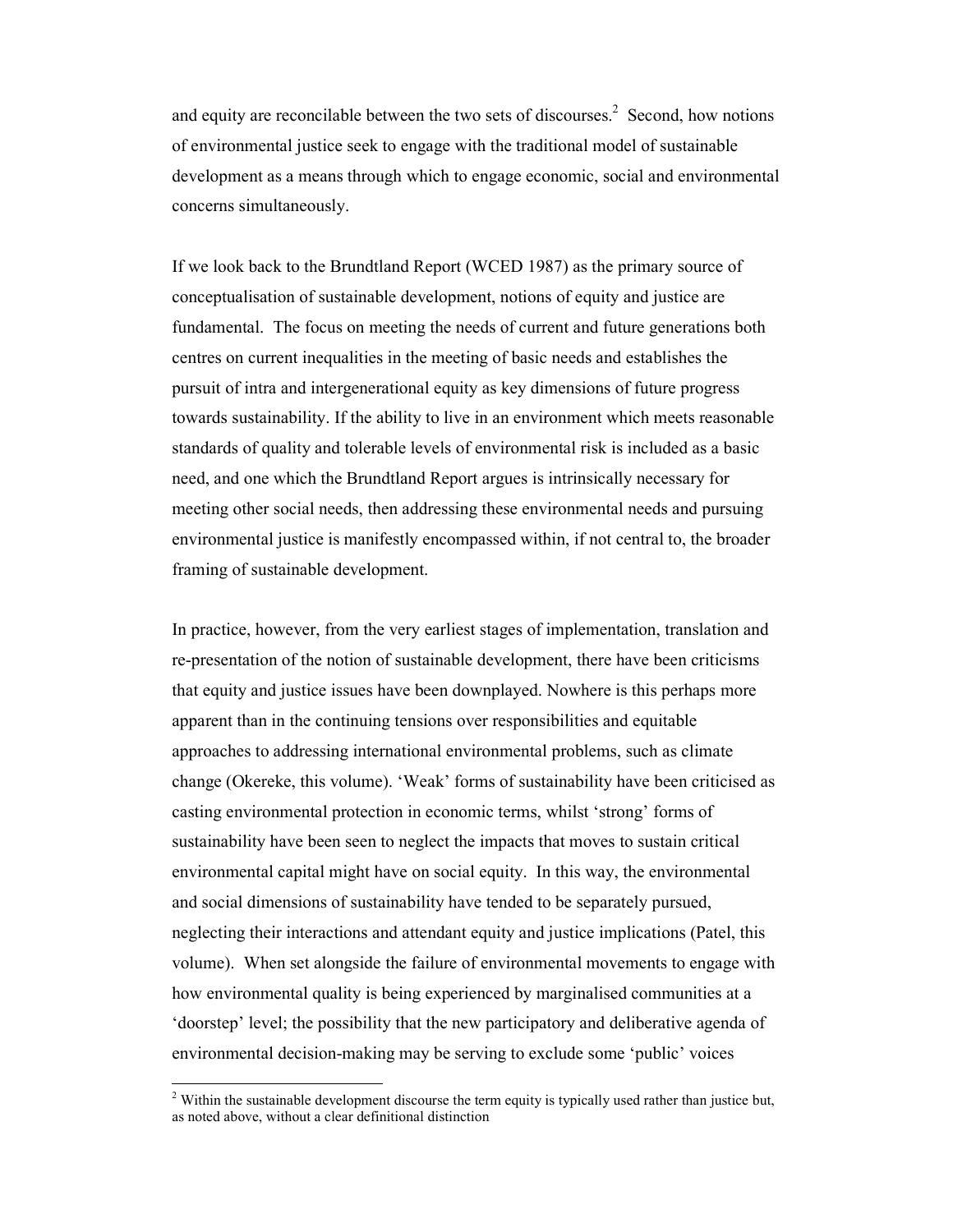and equity are reconcilable between the two sets of discourses.[2] Second, how notions of environmental justice seek to engage with the traditional model of sustainable development as a means through which to engage economic, social and environmental concerns simultaneously.

If we look back to the Brundtland Report (WCED 1987) as the primary source of conceptualisation of sustainable development, notions of equity and justice are fundamental. The focus on meeting the needs of current and future generations both centres on current inequalities in the meeting of basic needs and establishes the pursuit of intra and intergenerational equity as key dimensions of future progress towards sustainability. If the ability to live in an environment which meets reasonable standards of quality and tolerable levels of environmental risk is included as a basic need, and one which the Brundtland Report argues is intrinsically necessary for meeting other social needs, then addressing these environmental needs and pursuing environmental justice is manifestly encompassed within, if not central to, the broader framing of sustainable development.

In practice, however, from the very earliest stages of implementation, translation and re-presentation of the notion of sustainable development, there have been criticisms that equity and justice issues have been downplayed. Nowhere is this perhaps more apparent than in the continuing tensions over responsibilities and equitable approaches to addressing international environmental problems, such as climate change (Okereke, this volume). 'Weak' forms of sustainability have been criticised as casting environmental protection in economic terms, whilst 'strong' forms of sustainability have been seen to neglect the impacts that moves to sustain critical environmental capital might have on social equity. In this way, the environmental and social dimensions of sustainability have tended to be separately pursued, neglecting their interactions and attendant equity and justice implications (Patel, this volume). When set alongside the failure of environmental movements to engage with how environmental quality is being experienced by marginalised communities at a 'doorstep' level; the possibility that the new participatory and deliberative agenda of environmental decision-making may be serving to exclude some 'public' voices

[2] Within the sustainable development discourse the term equity is typically used rather than justice but, as noted above, without a clear definitional distinction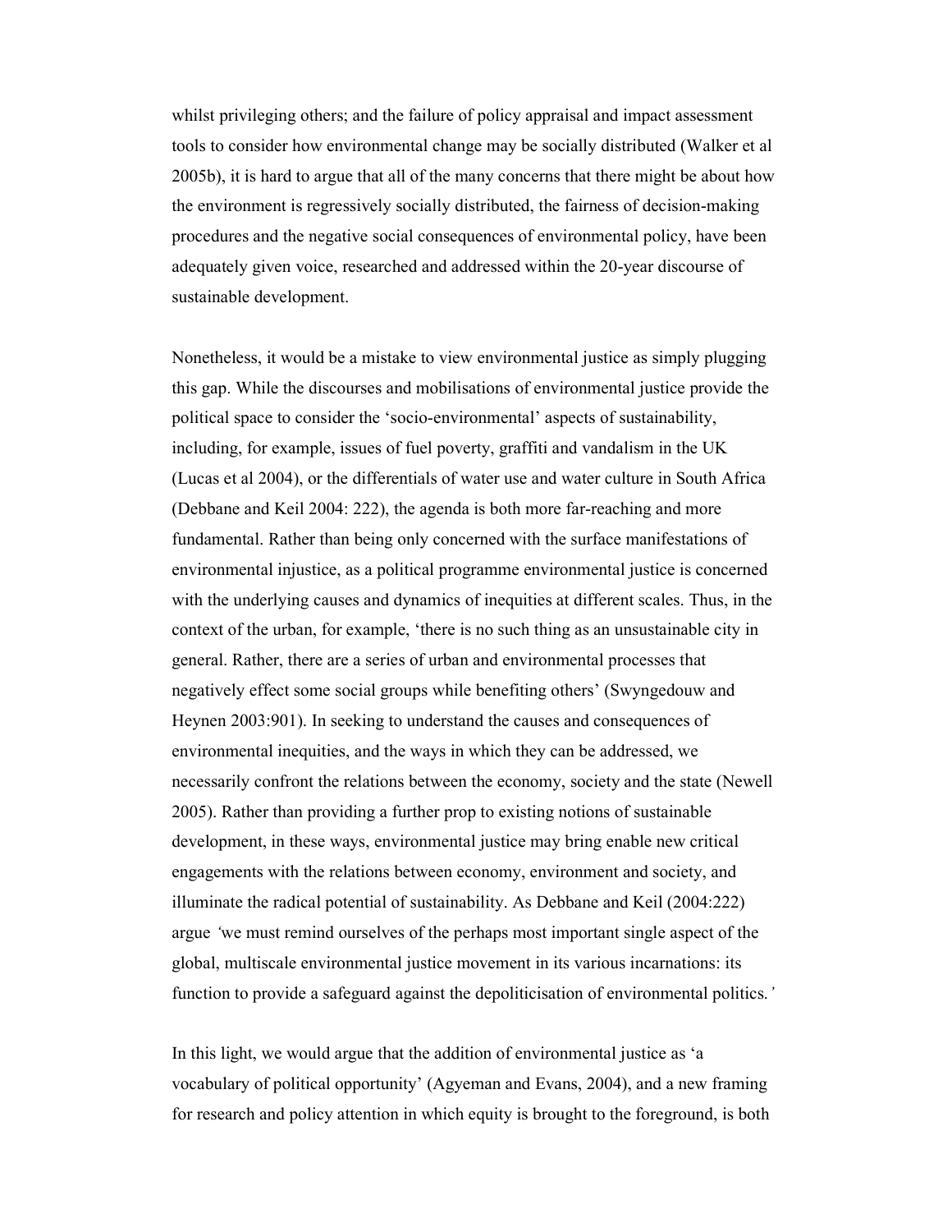whilst privileging others; and the failure of policy appraisal and impact assessment tools to consider how environmental change may be socially distributed (Walker et al 2005b), it is hard to argue that all of the many concerns that there might be about how the environment is regressively socially distributed, the fairness of decision-making procedures and the negative social consequences of environmental policy, have been adequately given voice, researched and addressed within the 20-year discourse of sustainable development.

Nonetheless, it would be a mistake to view environmental justice as simply plugging this gap. While the discourses and mobilisations of environmental justice provide the political space to consider the 'socio-environmental' aspects of sustainability, including, for example, issues of fuel poverty, graffiti and vandalism in the UK (Lucas et al 2004), or the differentials of water use and water culture in South Africa (Debbane and Keil 2004: 222), the agenda is both more far-reaching and more fundamental. Rather than being only concerned with the surface manifestations of environmental injustice, as a political programme environmental justice is concerned with the underlying causes and dynamics of inequities at different scales. Thus, in the context of the urban, for example, 'there is no such thing as an unsustainable city in general. Rather, there are a series of urban and environmental processes that negatively effect some social groups while benefiting others' (Swyngedouw and Heynen 2003:901). In seeking to understand the causes and consequences of environmental inequities, and the ways in which they can be addressed, we necessarily confront the relations between the economy, society and the state (Newell 2005). Rather than providing a further prop to existing notions of sustainable development, in these ways, environmental justice may bring enable new critical engagements with the relations between economy, environment and society, and illuminate the radical potential of sustainability. As Debbane and Keil (2004:222) argue *'we must remind ourselves of the perhaps most important single aspect of the global, multiscale environmental justice movement in its various incarnations: its function to provide a safeguard against the depoliticisation of environmental politics.'*

In this light, we would argue that the addition of environmental justice as 'a vocabulary of political opportunity' (Agyeman and Evans, 2004), and a new framing for research and policy attention in which equity is brought to the foreground, is both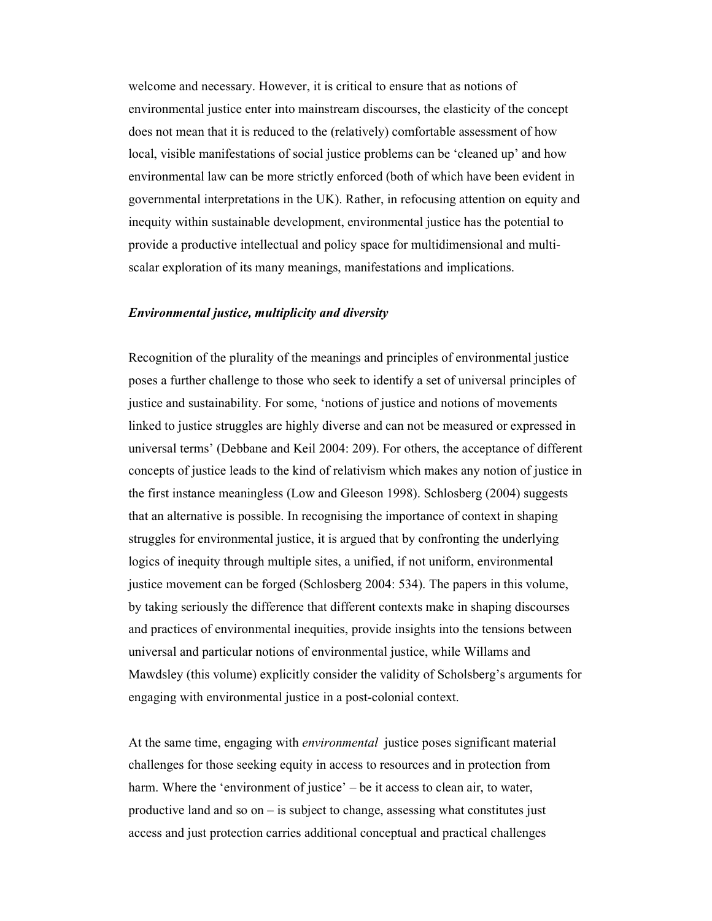welcome and necessary. However, it is critical to ensure that as notions of environmental justice enter into mainstream discourses, the elasticity of the concept does not mean that it is reduced to the (relatively) comfortable assessment of how local, visible manifestations of social justice problems can be 'cleaned up' and how environmental law can be more strictly enforced (both of which have been evident in governmental interpretations in the UK). Rather, in refocusing attention on equity and inequity within sustainable development, environmental justice has the potential to provide a productive intellectual and policy space for multidimensional and multi-scalar exploration of its many meanings, manifestations and implications.

### *Environmental justice, multiplicity and diversity*

Recognition of the plurality of the meanings and principles of environmental justice poses a further challenge to those who seek to identify a set of universal principles of justice and sustainability. For some, 'notions of justice and notions of movements linked to justice struggles are highly diverse and can not be measured or expressed in universal terms' (Debbane and Keil 2004: 209). For others, the acceptance of different concepts of justice leads to the kind of relativism which makes any notion of justice in the first instance meaningless (Low and Gleeson 1998). Schlosberg (2004) suggests that an alternative is possible. In recognising the importance of context in shaping struggles for environmental justice, it is argued that by confronting the underlying logics of inequity through multiple sites, a unified, if not uniform, environmental justice movement can be forged (Schlosberg 2004: 534). The papers in this volume, by taking seriously the difference that different contexts make in shaping discourses and practices of environmental inequities, provide insights into the tensions between universal and particular notions of environmental justice, while Willams and Mawdsley (this volume) explicitly consider the validity of Scholsberg's arguments for engaging with environmental justice in a post-colonial context.

At the same time, engaging with *environmental* justice poses significant material challenges for those seeking equity in access to resources and in protection from harm. Where the 'environment of justice' – be it access to clean air, to water, productive land and so on – is subject to change, assessing what constitutes just access and just protection carries additional conceptual and practical challenges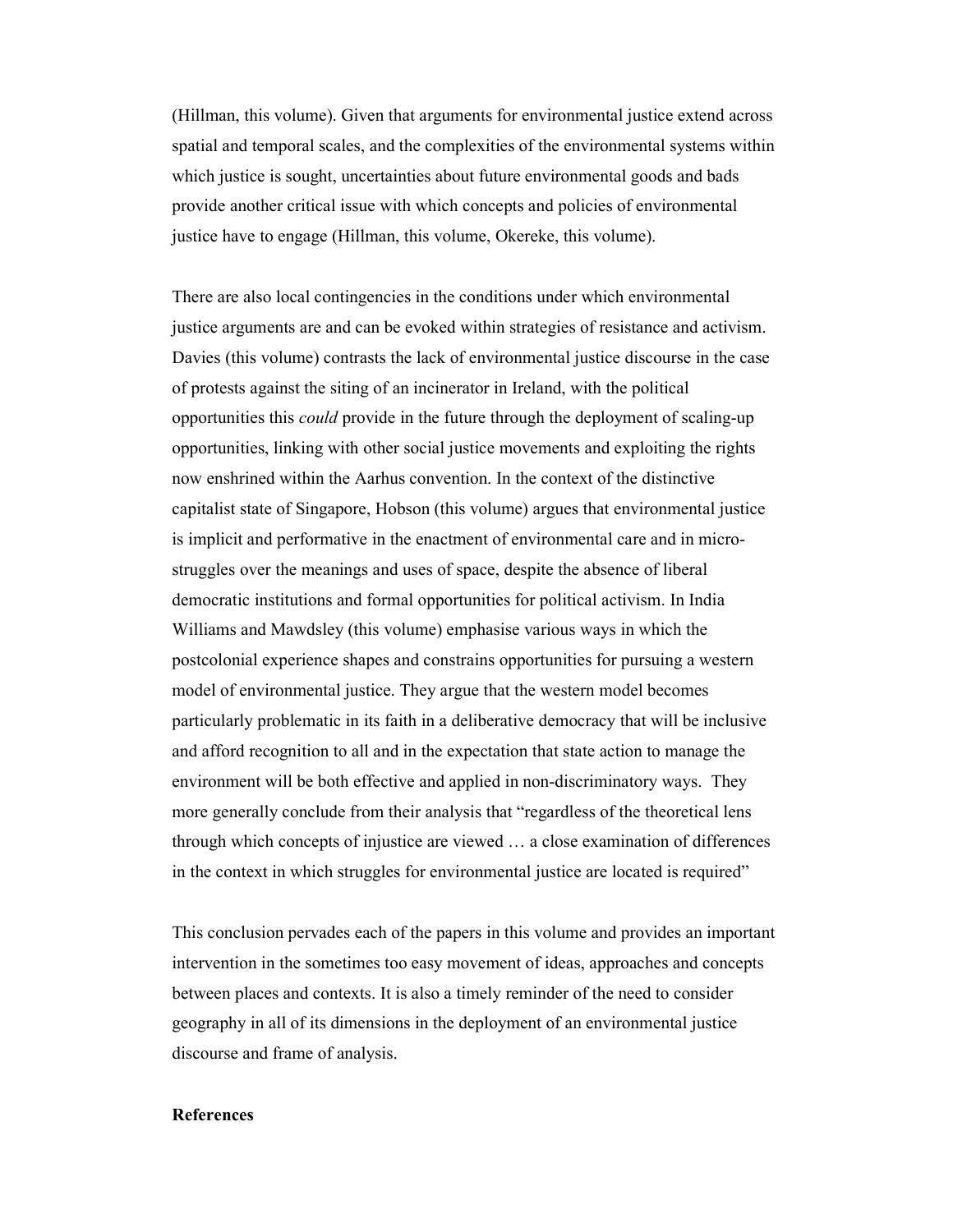(Hillman, this volume). Given that arguments for environmental justice extend across spatial and temporal scales, and the complexities of the environmental systems within which justice is sought, uncertainties about future environmental goods and bads provide another critical issue with which concepts and policies of environmental justice have to engage (Hillman, this volume, Okereke, this volume).

There are also local contingencies in the conditions under which environmental justice arguments are and can be evoked within strategies of resistance and activism. Davies (this volume) contrasts the lack of environmental justice discourse in the case of protests against the siting of an incinerator in Ireland, with the political opportunities this *could* provide in the future through the deployment of scaling-up opportunities, linking with other social justice movements and exploiting the rights now enshrined within the Aarhus convention. In the context of the distinctive capitalist state of Singapore, Hobson (this volume) argues that environmental justice is implicit and performative in the enactment of environmental care and in micro-struggles over the meanings and uses of space, despite the absence of liberal democratic institutions and formal opportunities for political activism. In India Williams and Mawdsley (this volume) emphasise various ways in which the postcolonial experience shapes and constrains opportunities for pursuing a western model of environmental justice. They argue that the western model becomes particularly problematic in its faith in a deliberative democracy that will be inclusive and afford recognition to all and in the expectation that state action to manage the environment will be both effective and applied in non-discriminatory ways. They more generally conclude from their analysis that "regardless of the theoretical lens through which concepts of injustice are viewed … a close examination of differences in the context in which struggles for environmental justice are located is required"

This conclusion pervades each of the papers in this volume and provides an important intervention in the sometimes too easy movement of ideas, approaches and concepts between places and contexts. It is also a timely reminder of the need to consider geography in all of its dimensions in the deployment of an environmental justice discourse and frame of analysis.

## References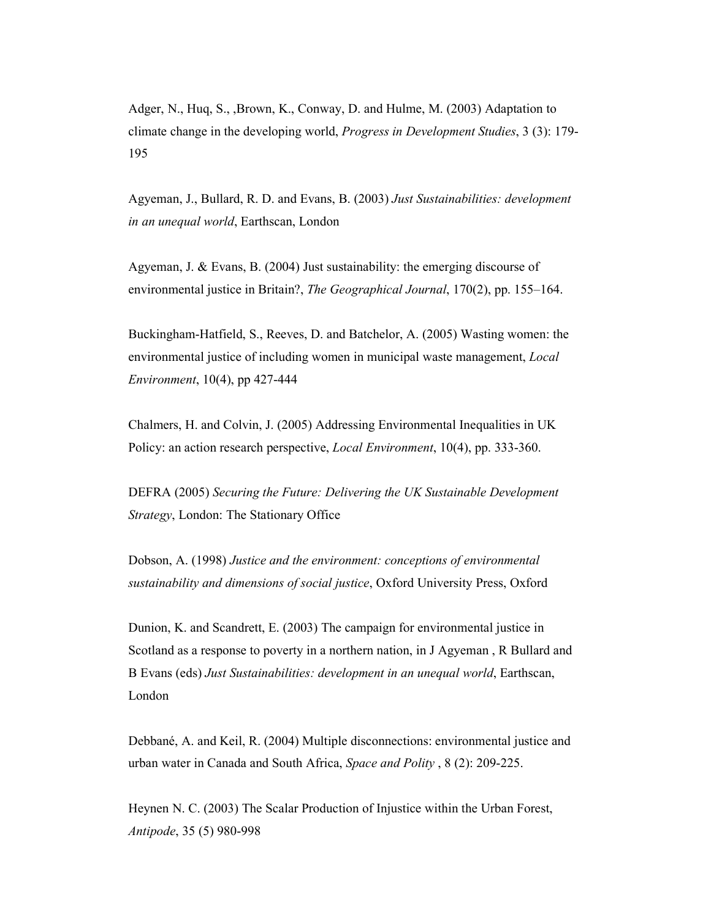Adger, N., Huq, S., ,Brown, K., Conway, D. and Hulme, M. (2003) Adaptation to climate change in the developing world, *Progress in Development Studies*, 3 (3): 179-195

Agyeman, J., Bullard, R. D. and Evans, B. (2003) *Just Sustainabilities: development in an unequal world*, Earthscan, London

Agyeman, J. & Evans, B. (2004) Just sustainability: the emerging discourse of environmental justice in Britain?, *The Geographical Journal*, 170(2), pp. 155–164.

Buckingham-Hatfield, S., Reeves, D. and Batchelor, A. (2005) Wasting women: the environmental justice of including women in municipal waste management, *Local Environment*, 10(4), pp 427-444

Chalmers, H. and Colvin, J. (2005) Addressing Environmental Inequalities in UK Policy: an action research perspective, *Local Environment*, 10(4), pp. 333-360.

DEFRA (2005) *Securing the Future: Delivering the UK Sustainable Development Strategy*, London: The Stationary Office

Dobson, A. (1998) *Justice and the environment: conceptions of environmental sustainability and dimensions of social justice*, Oxford University Press, Oxford

Dunion, K. and Scandrett, E. (2003) The campaign for environmental justice in Scotland as a response to poverty in a northern nation, in J Agyeman , R Bullard and B Evans (eds) *Just Sustainabilities: development in an unequal world*, Earthscan, London

Debbané, A. and Keil, R. (2004) Multiple disconnections: environmental justice and urban water in Canada and South Africa, *Space and Polity* , 8 (2): 209-225.

Heynen N. C. (2003) The Scalar Production of Injustice within the Urban Forest, *Antipode*, 35 (5) 980-998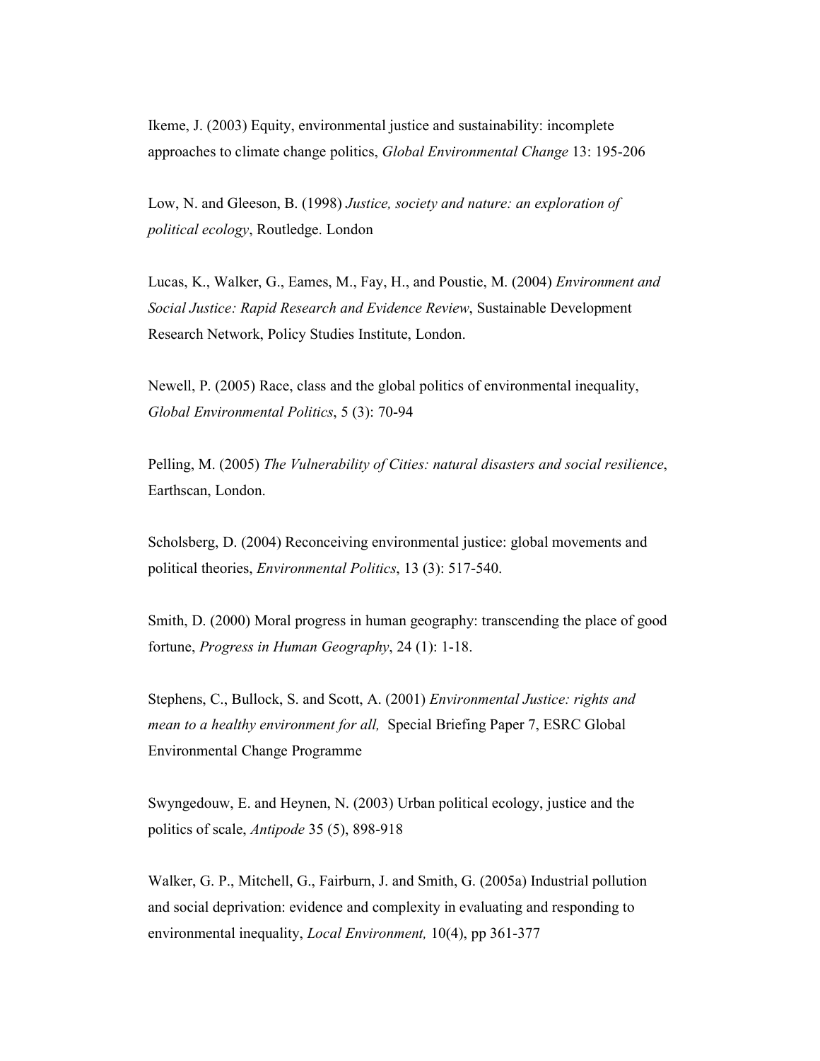Ikeme, J. (2003) Equity, environmental justice and sustainability: incomplete approaches to climate change politics, *Global Environmental Change* 13: 195-206

Low, N. and Gleeson, B. (1998) *Justice, society and nature: an exploration of political ecology*, Routledge. London

Lucas, K., Walker, G., Eames, M., Fay, H., and Poustie, M. (2004) *Environment and Social Justice: Rapid Research and Evidence Review*, Sustainable Development Research Network, Policy Studies Institute, London.

Newell, P. (2005) Race, class and the global politics of environmental inequality, *Global Environmental Politics*, 5 (3): 70-94

Pelling, M. (2005) *The Vulnerability of Cities: natural disasters and social resilience*, Earthscan, London.

Scholsberg, D. (2004) Reconceiving environmental justice: global movements and political theories, *Environmental Politics*, 13 (3): 517-540.

Smith, D. (2000) Moral progress in human geography: transcending the place of good fortune, *Progress in Human Geography*, 24 (1): 1-18.

Stephens, C., Bullock, S. and Scott, A. (2001) *Environmental Justice: rights and mean to a healthy environment for all,* Special Briefing Paper 7, ESRC Global Environmental Change Programme

Swyngedouw, E. and Heynen, N. (2003) Urban political ecology, justice and the politics of scale, *Antipode* 35 (5), 898-918

Walker, G. P., Mitchell, G., Fairburn, J. and Smith, G. (2005a) Industrial pollution and social deprivation: evidence and complexity in evaluating and responding to environmental inequality, *Local Environment,* 10(4), pp 361-377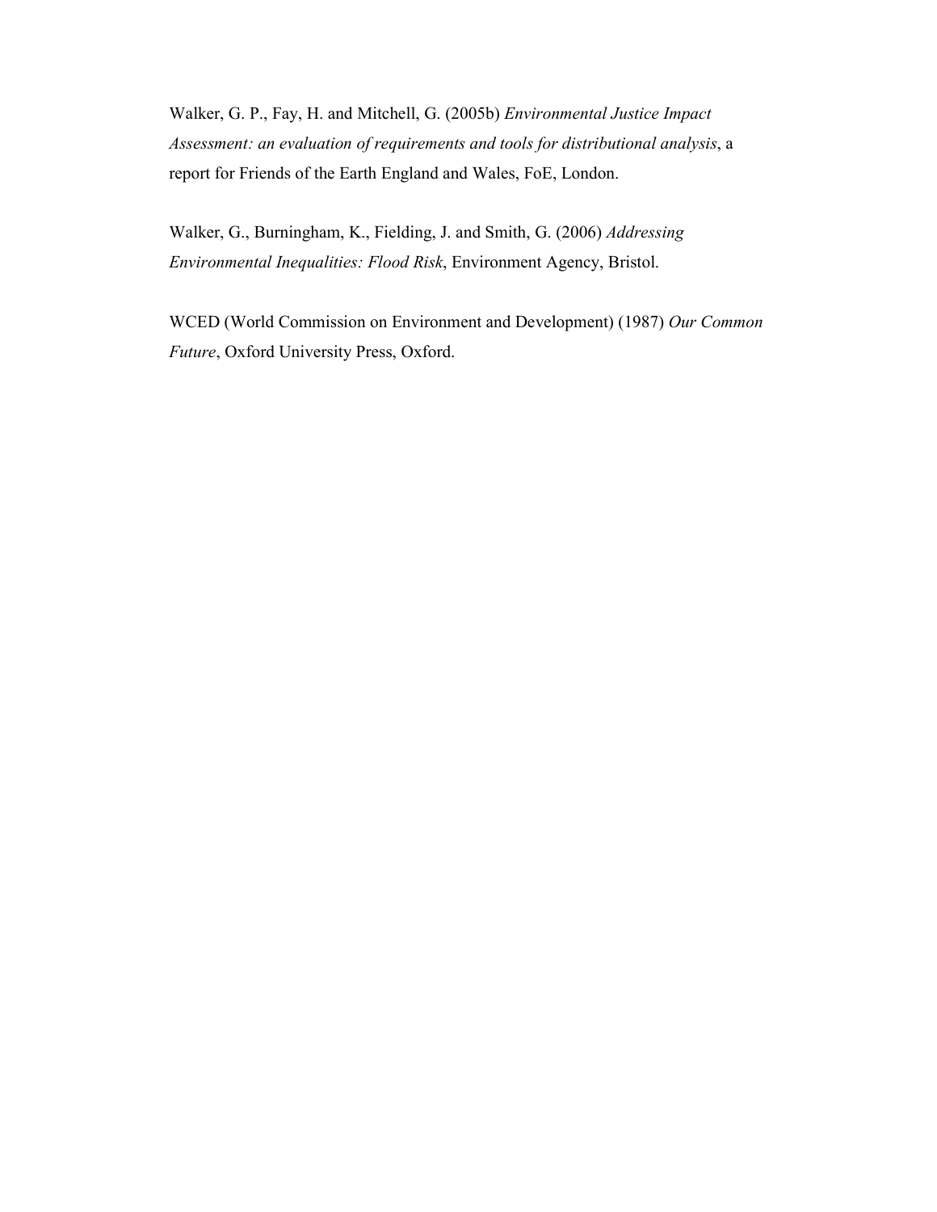Walker, G. P., Fay, H. and Mitchell, G. (2005b) *Environmental Justice Impact Assessment: an evaluation of requirements and tools for distributional analysis*, a report for Friends of the Earth England and Wales, FoE, London.

Walker, G., Burningham, K., Fielding, J. and Smith, G. (2006) *Addressing Environmental Inequalities: Flood Risk*, Environment Agency, Bristol.

WCED (World Commission on Environment and Development) (1987) *Our Common Future*, Oxford University Press, Oxford.